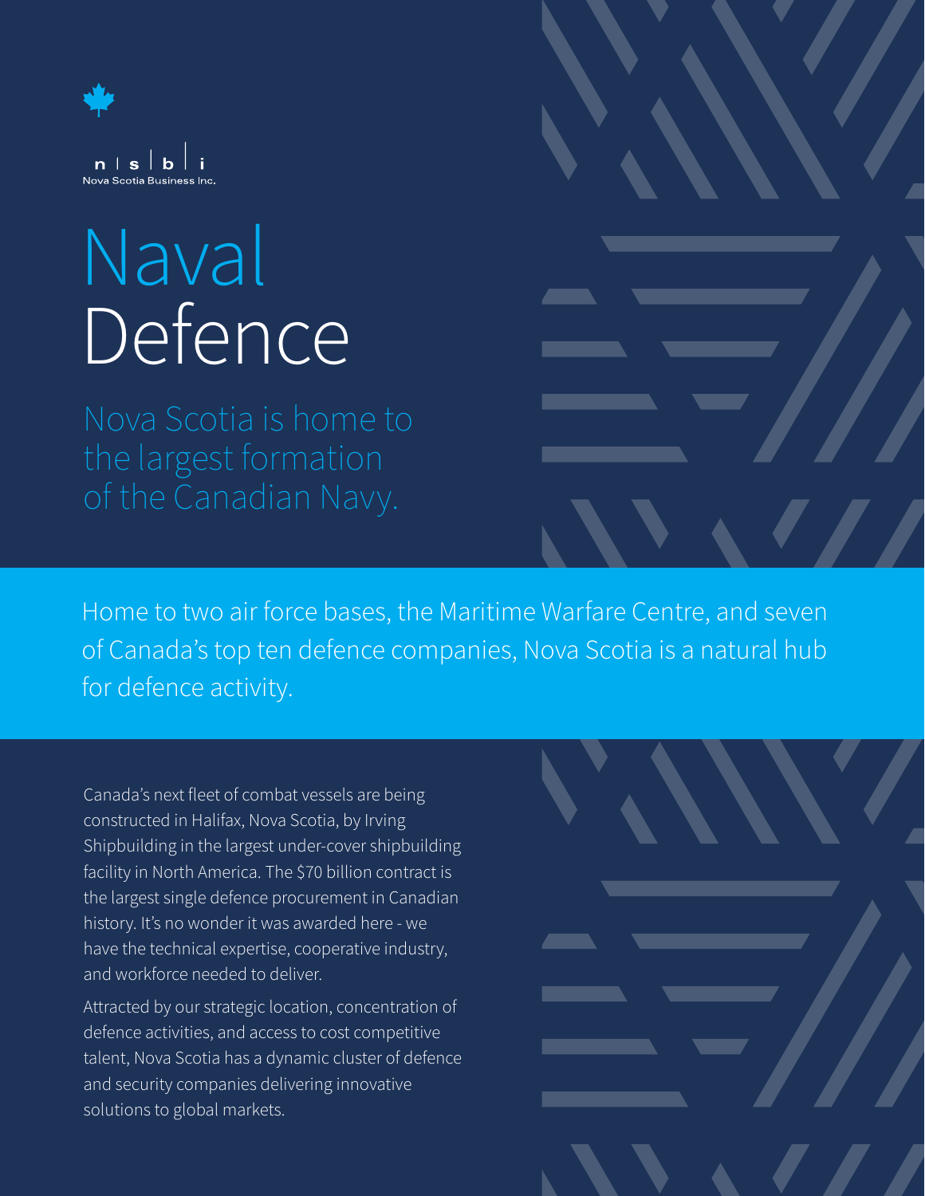n | s | b | i
Nova Scotia Business Inc.

# Naval Defence

## Nova Scotia is home to the largest formation of the Canadian Navy.

Home to two air force bases, the Maritime Warfare Centre, and seven of Canada's top ten defence companies, Nova Scotia is a natural hub for defence activity.

Canada's next fleet of combat vessels are being constructed in Halifax, Nova Scotia, by Irving Shipbuilding in the largest under-cover shipbuilding facility in North America. The $70 billion contract is the largest single defence procurement in Canadian history. It's no wonder it was awarded here - we have the technical expertise, cooperative industry, and workforce needed to deliver.

Attracted by our strategic location, concentration of defence activities, and access to cost competitive talent, Nova Scotia has a dynamic cluster of defence and security companies delivering innovative solutions to global markets.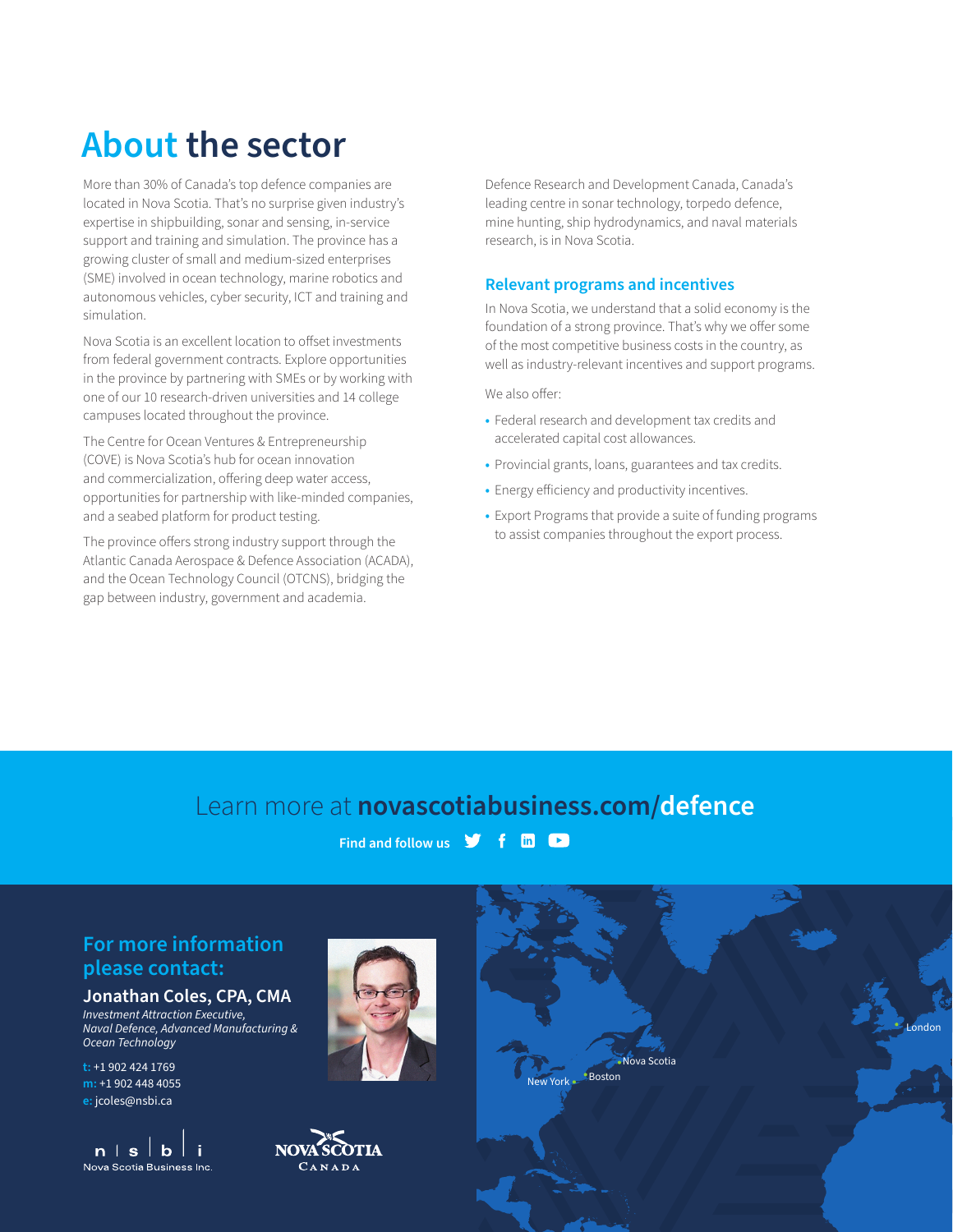# About the sector

More than 30% of Canada's top defence companies are located in Nova Scotia. That's no surprise given industry's expertise in shipbuilding, sonar and sensing, in-service support and training and simulation. The province has a growing cluster of small and medium-sized enterprises (SME) involved in ocean technology, marine robotics and autonomous vehicles, cyber security, ICT and training and simulation.

Nova Scotia is an excellent location to offset investments from federal government contracts. Explore opportunities in the province by partnering with SMEs or by working with one of our 10 research-driven universities and 14 college campuses located throughout the province.

The Centre for Ocean Ventures & Entrepreneurship (COVE) is Nova Scotia's hub for ocean innovation and commercialization, offering deep water access, opportunities for partnership with like-minded companies, and a seabed platform for product testing.

The province offers strong industry support through the Atlantic Canada Aerospace & Defence Association (ACADA), and the Ocean Technology Council (OTCNS), bridging the gap between industry, government and academia.

Defence Research and Development Canada, Canada's leading centre in sonar technology, torpedo defence, mine hunting, ship hydrodynamics, and naval materials research, is in Nova Scotia.

## Relevant programs and incentives

In Nova Scotia, we understand that a solid economy is the foundation of a strong province. That's why we offer some of the most competitive business costs in the country, as well as industry-relevant incentives and support programs.

We also offer:

- Federal research and development tax credits and accelerated capital cost allowances.
- Provincial grants, loans, guarantees and tax credits.
- Energy efficiency and productivity incentives.
- Export Programs that provide a suite of funding programs to assist companies throughout the export process.

Learn more at **novascotiabusiness.com/defence**

**Find and follow us**

## For more information please contact:

**Jonathan Coles, CPA, CMA**

*Investment Attraction Executive, Naval Defence, Advanced Manufacturing & Ocean Technology*

t: +1 902 424 1769
m: +1 902 448 4055
e: jcoles@nsbi.ca

n | s | b | i
Nova Scotia Business Inc.

NOVA SCOTIA CANADA

London
Nova Scotia
New York
Boston